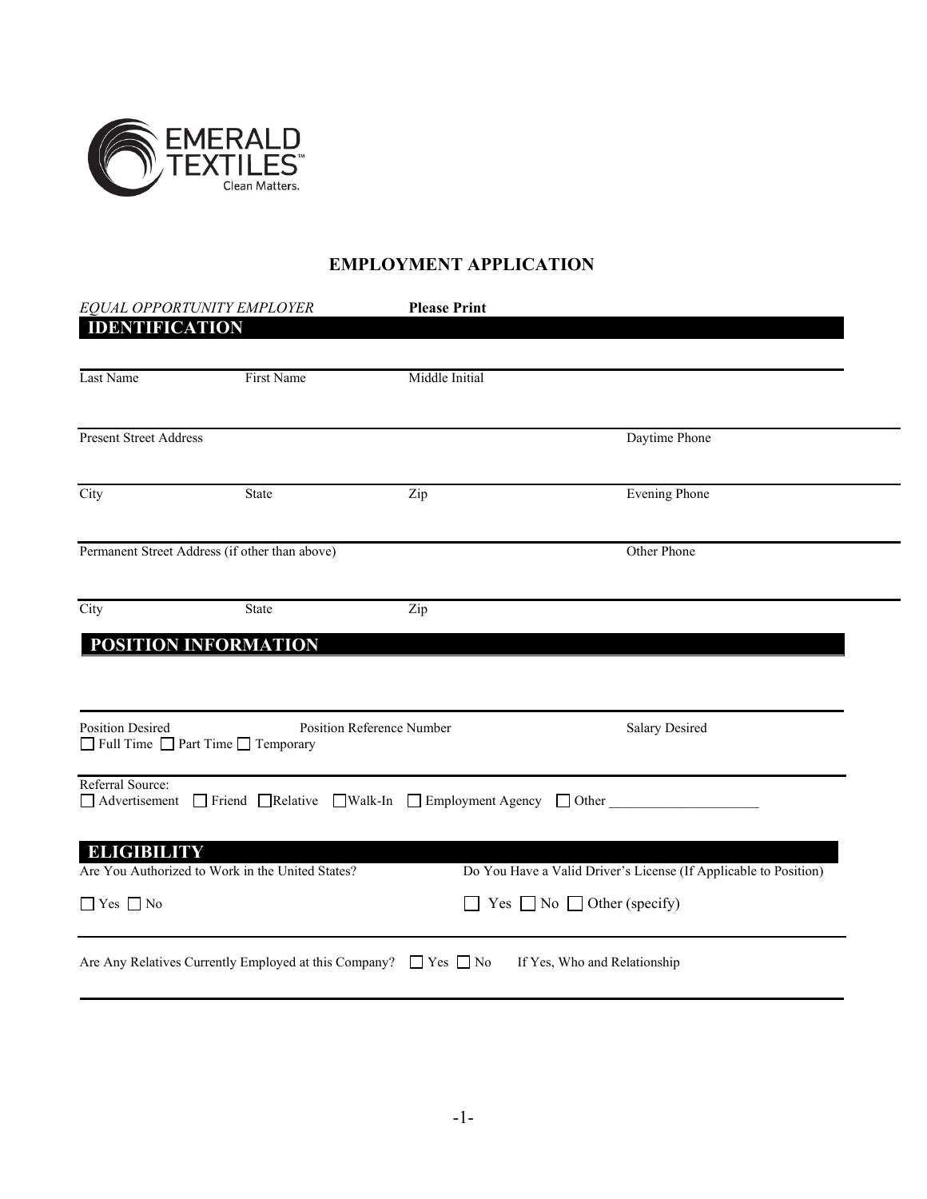EMERALD TEXTILES™
Clean Matters.

# EMPLOYMENT APPLICATION

*EQUAL OPPORTUNITY EMPLOYER* **Please Print**

## IDENTIFICATION

Last Name First Name Middle Initial

Present Street Address Daytime Phone

City State Zip Evening Phone

Permanent Street Address (if other than above) Other Phone

City State Zip

## POSITION INFORMATION

Position Desired Position Reference Number Salary Desired

☐ Full Time ☐ Part Time ☐ Temporary

Referral Source:
☐ Advertisement ☐ Friend ☐ Relative ☐ Walk-In ☐ Employment Agency ☐ Other ____________________

## ELIGIBILITY

Are You Authorized to Work in the United States?

☐ Yes ☐ No

Do You Have a Valid Driver's License (If Applicable to Position)

☐ Yes ☐ No ☐ Other (specify)

Are Any Relatives Currently Employed at this Company? ☐ Yes ☐ No If Yes, Who and Relationship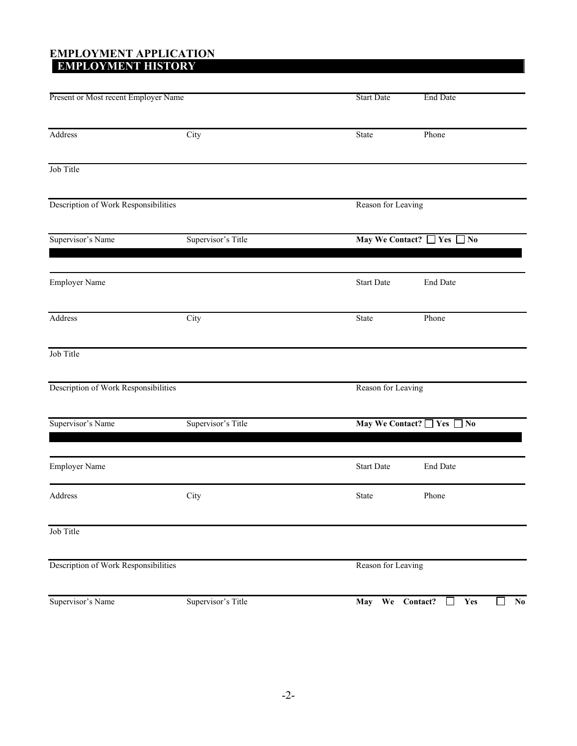# EMPLOYMENT APPLICATION

## EMPLOYMENT HISTORY

| Present or Most recent Employer Name | | Start Date | End Date |
|---|---|---|---|
| Address | City | State | Phone |
| Job Title | | | |
| Description of Work Responsibilities | | Reason for Leaving | |
| Supervisor's Name | Supervisor's Title | **May We Contact?** ☐ **Yes** ☐ **No** | |

| Employer Name | | Start Date | End Date |
|---|---|---|---|
| Address | City | State | Phone |
| Job Title | | | |
| Description of Work Responsibilities | | Reason for Leaving | |
| Supervisor's Name | Supervisor's Title | **May We Contact?** ☐ **Yes** ☐ **No** | |

| Employer Name | | Start Date | End Date |
|---|---|---|---|
| Address | City | State | Phone |
| Job Title | | | |
| Description of Work Responsibilities | | Reason for Leaving | |
| Supervisor's Name | Supervisor's Title | **May We Contact?** ☐ **Yes** ☐ **No** | |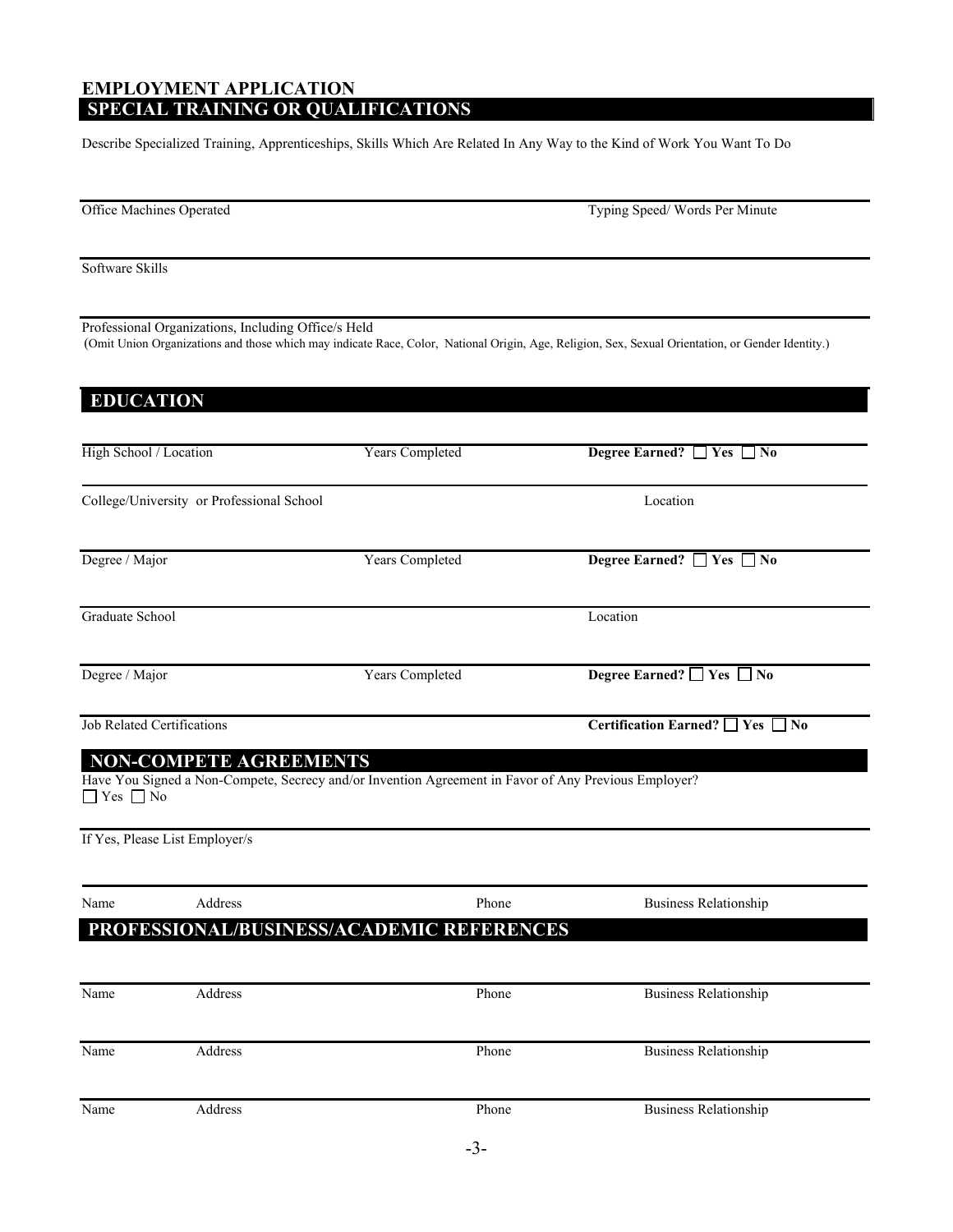# EMPLOYMENT APPLICATION

## SPECIAL TRAINING OR QUALIFICATIONS

Describe Specialized Training, Apprenticeships, Skills Which Are Related In Any Way to the Kind of Work You Want To Do

Office Machines Operated | Typing Speed/ Words Per Minute

Software Skills

Professional Organizations, Including Office/s Held
(Omit Union Organizations and those which may indicate Race, Color, National Origin, Age, Religion, Sex, Sexual Orientation, or Gender Identity.)

## EDUCATION

High School / Location | Years Completed | **Degree Earned?** ☐ **Yes** ☐ **No**

College/University or Professional School | Location

Degree / Major | Years Completed | **Degree Earned?** ☐ **Yes** ☐ **No**

Graduate School | Location

Degree / Major | Years Completed | **Degree Earned?** ☐ **Yes** ☐ **No**

Job Related Certifications | **Certification Earned?** ☐ **Yes** ☐ **No**

## NON-COMPETE AGREEMENTS

Have You Signed a Non-Compete, Secrecy and/or Invention Agreement in Favor of Any Previous Employer?
☐ Yes ☐ No

If Yes, Please List Employer/s

| Name | Address | Phone | Business Relationship |
|---|---|---|---|

## PROFESSIONAL/BUSINESS/ACADEMIC REFERENCES

| Name | Address | Phone | Business Relationship |
|---|---|---|---|
| Name | Address | Phone | Business Relationship |
| Name | Address | Phone | Business Relationship |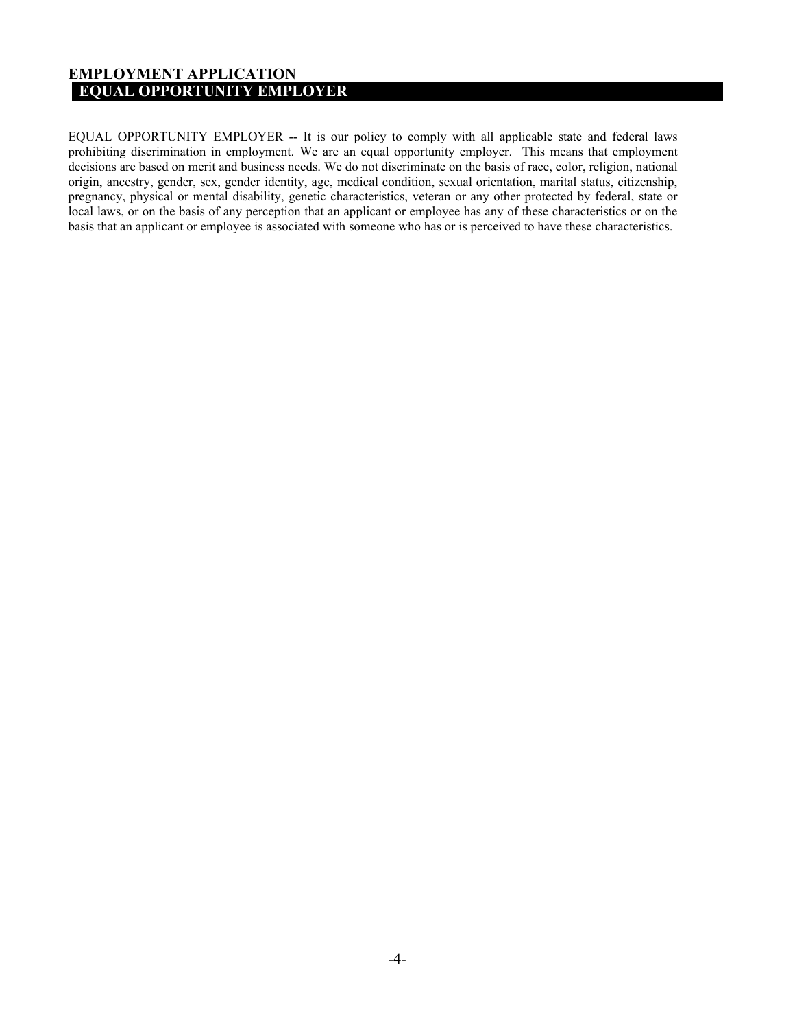# EMPLOYMENT APPLICATION

## EQUAL OPPORTUNITY EMPLOYER

EQUAL OPPORTUNITY EMPLOYER -- It is our policy to comply with all applicable state and federal laws prohibiting discrimination in employment. We are an equal opportunity employer. This means that employment decisions are based on merit and business needs. We do not discriminate on the basis of race, color, religion, national origin, ancestry, gender, sex, gender identity, age, medical condition, sexual orientation, marital status, citizenship, pregnancy, physical or mental disability, genetic characteristics, veteran or any other protected by federal, state or local laws, or on the basis of any perception that an applicant or employee has any of these characteristics or on the basis that an applicant or employee is associated with someone who has or is perceived to have these characteristics.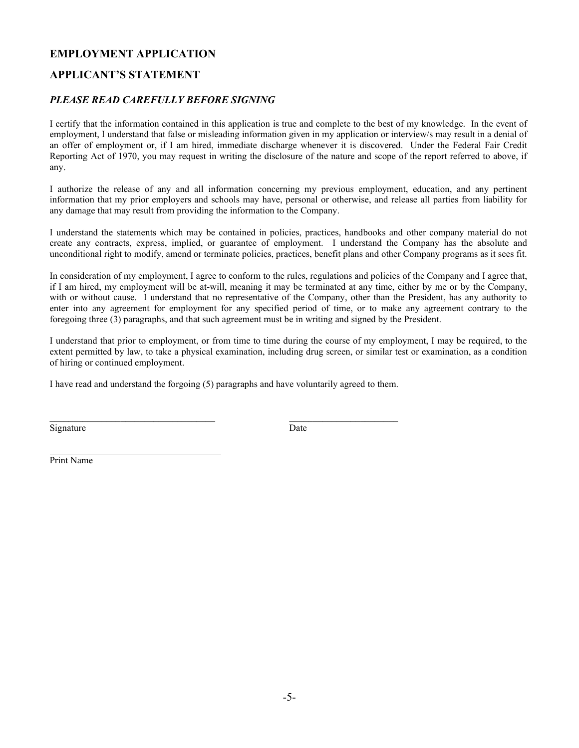## EMPLOYMENT APPLICATION

## APPLICANT'S STATEMENT

### *PLEASE READ CAREFULLY BEFORE SIGNING*

I certify that the information contained in this application is true and complete to the best of my knowledge. In the event of employment, I understand that false or misleading information given in my application or interview/s may result in a denial of an offer of employment or, if I am hired, immediate discharge whenever it is discovered. Under the Federal Fair Credit Reporting Act of 1970, you may request in writing the disclosure of the nature and scope of the report referred to above, if any.

I authorize the release of any and all information concerning my previous employment, education, and any pertinent information that my prior employers and schools may have, personal or otherwise, and release all parties from liability for any damage that may result from providing the information to the Company.

I understand the statements which may be contained in policies, practices, handbooks and other company material do not create any contracts, express, implied, or guarantee of employment. I understand the Company has the absolute and unconditional right to modify, amend or terminate policies, practices, benefit plans and other Company programs as it sees fit.

In consideration of my employment, I agree to conform to the rules, regulations and policies of the Company and I agree that, if I am hired, my employment will be at-will, meaning it may be terminated at any time, either by me or by the Company, with or without cause. I understand that no representative of the Company, other than the President, has any authority to enter into any agreement for employment for any specified period of time, or to make any agreement contrary to the foregoing three (3) paragraphs, and that such agreement must be in writing and signed by the President.

I understand that prior to employment, or from time to time during the course of my employment, I may be required, to the extent permitted by law, to take a physical examination, including drug screen, or similar test or examination, as a condition of hiring or continued employment.

I have read and understand the forgoing (5) paragraphs and have voluntarily agreed to them.

\_\_\_\_\_\_\_\_\_\_\_\_\_\_\_\_\_\_\_\_\_\_\_\_\_\_\_\_\_\_\_\_\_\_\_ \_\_\_\_\_\_\_\_\_\_\_\_\_\_\_\_\_\_\_\_\_\_\_
Signature Date

\_\_\_\_\_\_\_\_\_\_\_\_\_\_\_\_\_\_\_\_\_\_\_\_\_\_\_\_\_\_\_\_\_\_\_
Print Name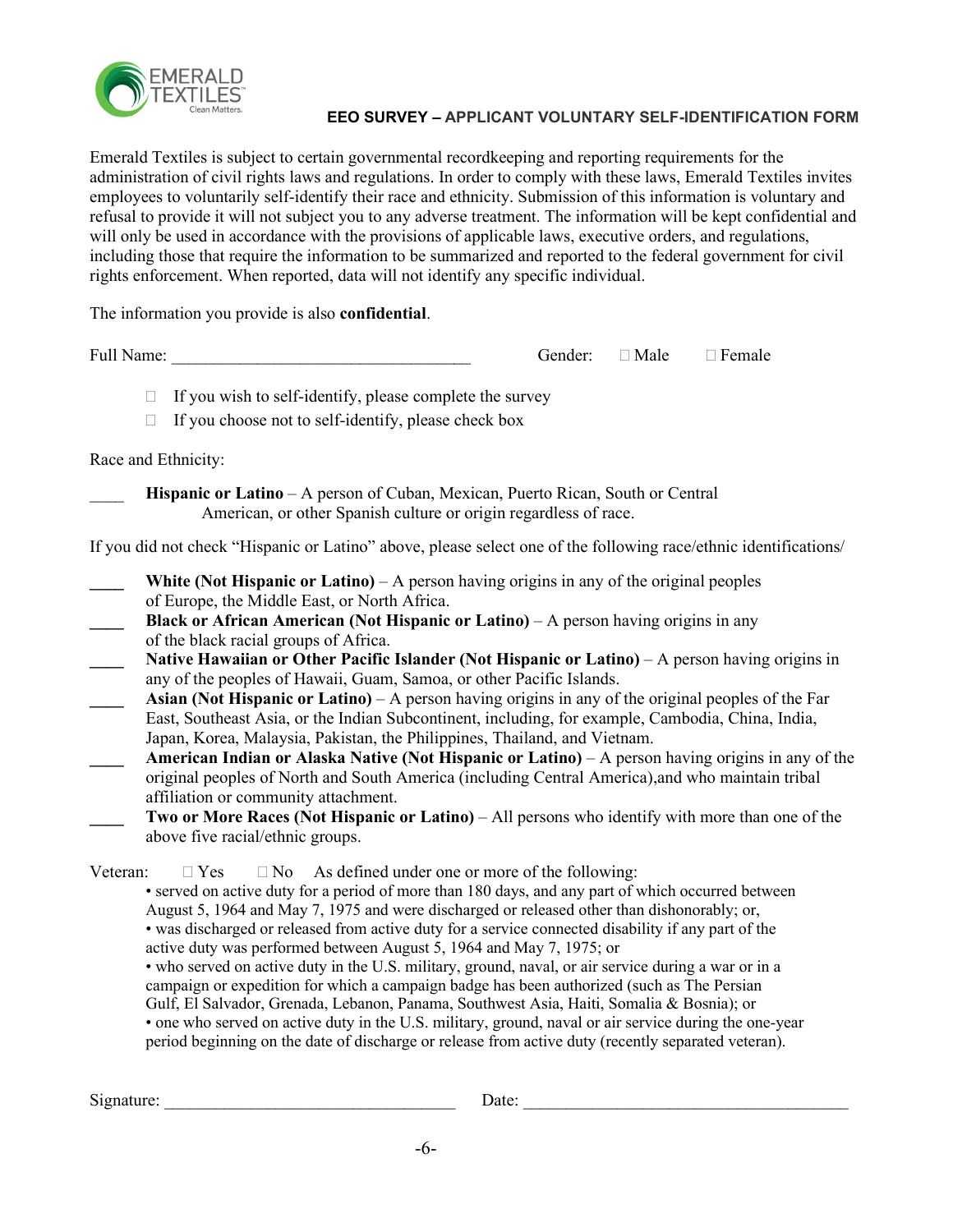EMERALD TEXTILES
Clean Matters.

**EEO SURVEY – APPLICANT VOLUNTARY SELF-IDENTIFICATION FORM**

Emerald Textiles is subject to certain governmental recordkeeping and reporting requirements for the administration of civil rights laws and regulations. In order to comply with these laws, Emerald Textiles invites employees to voluntarily self-identify their race and ethnicity. Submission of this information is voluntary and refusal to provide it will not subject you to any adverse treatment. The information will be kept confidential and will only be used in accordance with the provisions of applicable laws, executive orders, and regulations, including those that require the information to be summarized and reported to the federal government for civil rights enforcement. When reported, data will not identify any specific individual.

The information you provide is also **confidential**.

Full Name: ______________________________ Gender: ☐ Male ☐ Female

- ☐ If you wish to self-identify, please complete the survey
- ☐ If you choose not to self-identify, please check box

Race and Ethnicity:

____ **Hispanic or Latino** – A person of Cuban, Mexican, Puerto Rican, South or Central American, or other Spanish culture or origin regardless of race.

If you did not check "Hispanic or Latino" above, please select one of the following race/ethnic identifications/

____ **White (Not Hispanic or Latino)** – A person having origins in any of the original peoples of Europe, the Middle East, or North Africa.

____ **Black or African American (Not Hispanic or Latino)** – A person having origins in any of the black racial groups of Africa.

____ **Native Hawaiian or Other Pacific Islander (Not Hispanic or Latino)** – A person having origins in any of the peoples of Hawaii, Guam, Samoa, or other Pacific Islands.

____ **Asian (Not Hispanic or Latino)** – A person having origins in any of the original peoples of the Far East, Southeast Asia, or the Indian Subcontinent, including, for example, Cambodia, China, India, Japan, Korea, Malaysia, Pakistan, the Philippines, Thailand, and Vietnam.

____ **American Indian or Alaska Native (Not Hispanic or Latino)** – A person having origins in any of the original peoples of North and South America (including Central America),and who maintain tribal affiliation or community attachment.

____ **Two or More Races (Not Hispanic or Latino)** – All persons who identify with more than one of the above five racial/ethnic groups.

Veteran: ☐ Yes ☐ No As defined under one or more of the following:

- served on active duty for a period of more than 180 days, and any part of which occurred between August 5, 1964 and May 7, 1975 and were discharged or released other than dishonorably; or,
- was discharged or released from active duty for a service connected disability if any part of the active duty was performed between August 5, 1964 and May 7, 1975; or
- who served on active duty in the U.S. military, ground, naval, or air service during a war or in a campaign or expedition for which a campaign badge has been authorized (such as The Persian Gulf, El Salvador, Grenada, Lebanon, Panama, Southwest Asia, Haiti, Somalia & Bosnia); or
- one who served on active duty in the U.S. military, ground, naval or air service during the one-year period beginning on the date of discharge or release from active duty (recently separated veteran).

Signature: ______________________________ Date: ______________________________